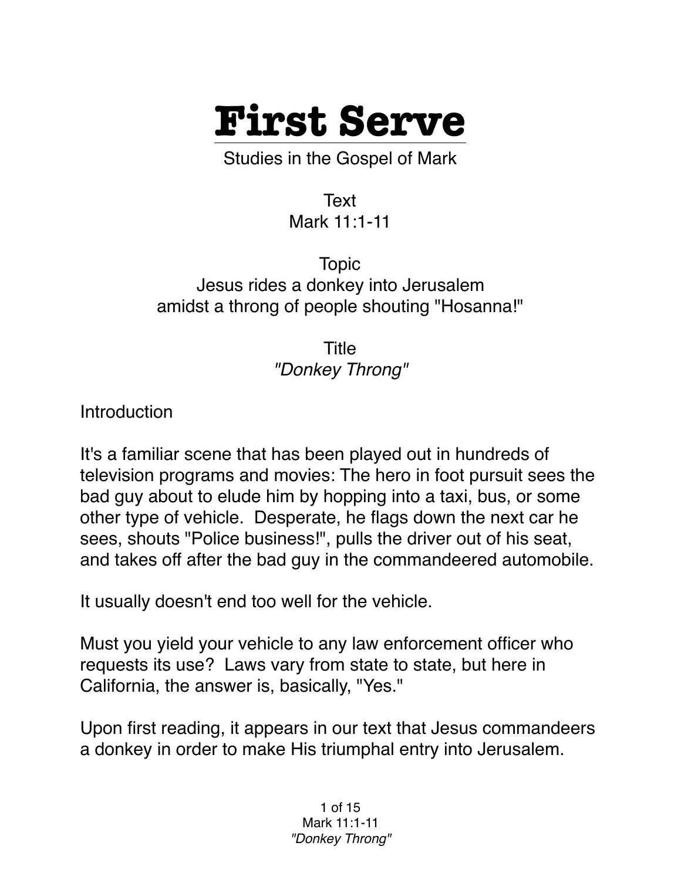# First Serve

Studies in the Gospel of Mark

Text
Mark 11:1-11

Topic
Jesus rides a donkey into Jerusalem amidst a throng of people shouting "Hosanna!"

Title
*"Donkey Throng"*

Introduction

It's a familiar scene that has been played out in hundreds of television programs and movies: The hero in foot pursuit sees the bad guy about to elude him by hopping into a taxi, bus, or some other type of vehicle. Desperate, he flags down the next car he sees, shouts "Police business!", pulls the driver out of his seat, and takes off after the bad guy in the commandeered automobile.

It usually doesn't end too well for the vehicle.

Must you yield your vehicle to any law enforcement officer who requests its use? Laws vary from state to state, but here in California, the answer is, basically, "Yes."

Upon first reading, it appears in our text that Jesus commandeers a donkey in order to make His triumphal entry into Jerusalem.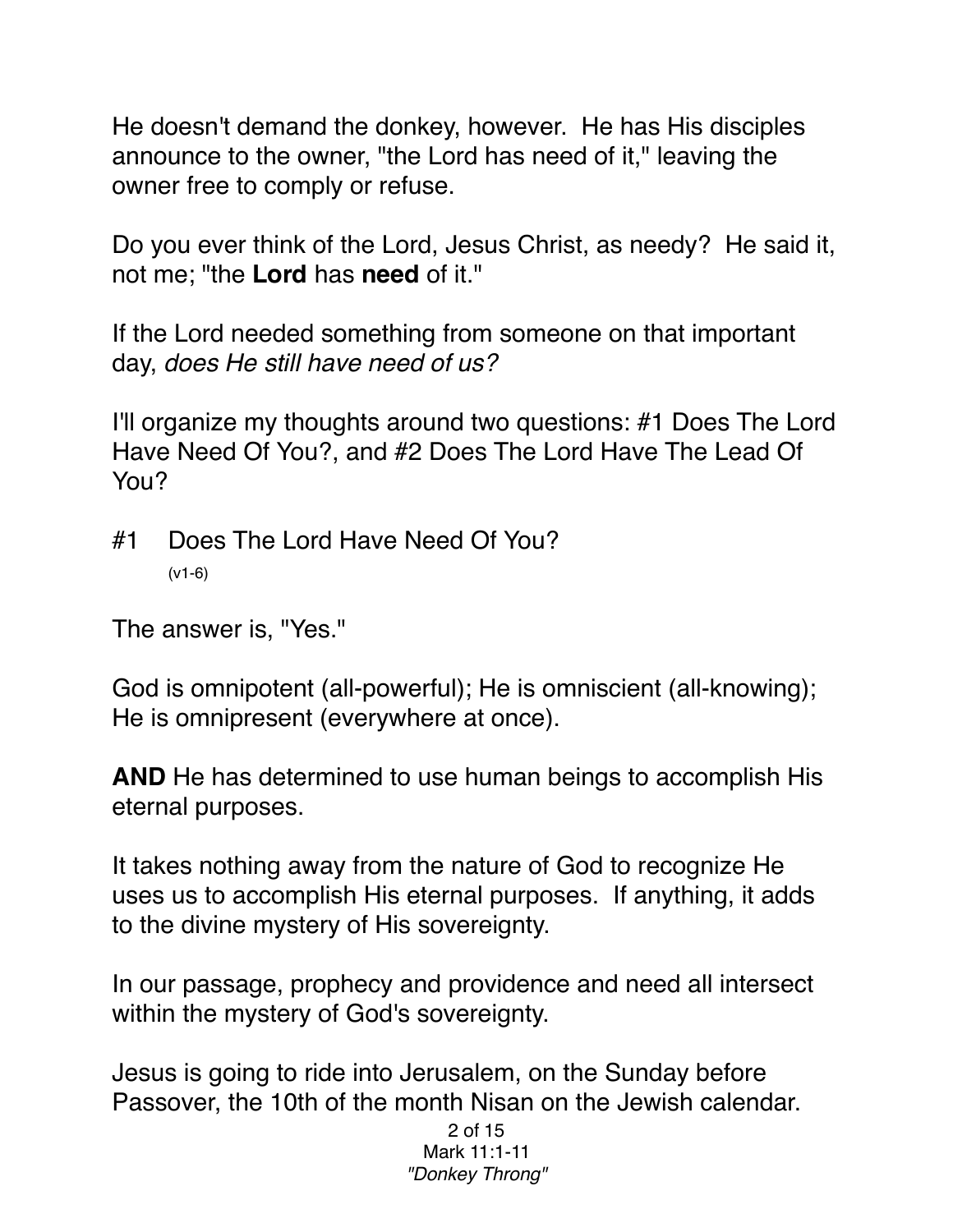He doesn't demand the donkey, however. He has His disciples announce to the owner, "the Lord has need of it," leaving the owner free to comply or refuse.

Do you ever think of the Lord, Jesus Christ, as needy? He said it, not me; "the **Lord** has **need** of it."

If the Lord needed something from someone on that important day, *does He still have need of us?*

I'll organize my thoughts around two questions: #1 Does The Lord Have Need Of You?, and #2 Does The Lord Have The Lead Of You?

#1 Does The Lord Have Need Of You?
(v1-6)

The answer is, "Yes."

God is omnipotent (all-powerful); He is omniscient (all-knowing); He is omnipresent (everywhere at once).

**AND** He has determined to use human beings to accomplish His eternal purposes.

It takes nothing away from the nature of God to recognize He uses us to accomplish His eternal purposes. If anything, it adds to the divine mystery of His sovereignty.

In our passage, prophecy and providence and need all intersect within the mystery of God's sovereignty.

Jesus is going to ride into Jerusalem, on the Sunday before Passover, the 10th of the month Nisan on the Jewish calendar.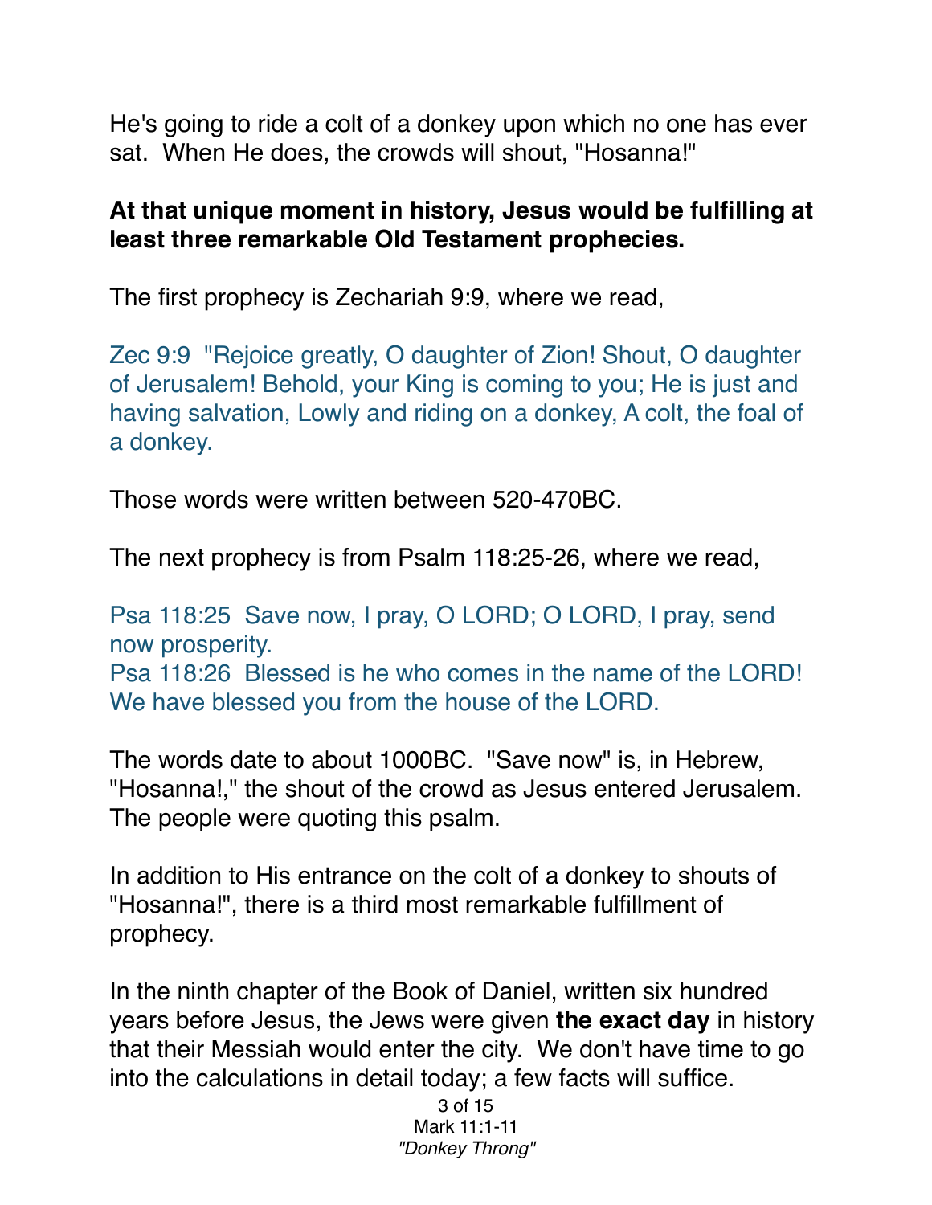He's going to ride a colt of a donkey upon which no one has ever sat. When He does, the crowds will shout, "Hosanna!"

**At that unique moment in history, Jesus would be fulfilling at least three remarkable Old Testament prophecies.**

The first prophecy is Zechariah 9:9, where we read,

Zec 9:9 "Rejoice greatly, O daughter of Zion! Shout, O daughter of Jerusalem! Behold, your King is coming to you; He is just and having salvation, Lowly and riding on a donkey, A colt, the foal of a donkey.

Those words were written between 520-470BC.

The next prophecy is from Psalm 118:25-26, where we read,

Psa 118:25 Save now, I pray, O LORD; O LORD, I pray, send now prosperity.
Psa 118:26 Blessed is he who comes in the name of the LORD! We have blessed you from the house of the LORD.

The words date to about 1000BC. "Save now" is, in Hebrew, "Hosanna!," the shout of the crowd as Jesus entered Jerusalem. The people were quoting this psalm.

In addition to His entrance on the colt of a donkey to shouts of "Hosanna!", there is a third most remarkable fulfillment of prophecy.

In the ninth chapter of the Book of Daniel, written six hundred years before Jesus, the Jews were given **the exact day** in history that their Messiah would enter the city. We don't have time to go into the calculations in detail today; a few facts will suffice.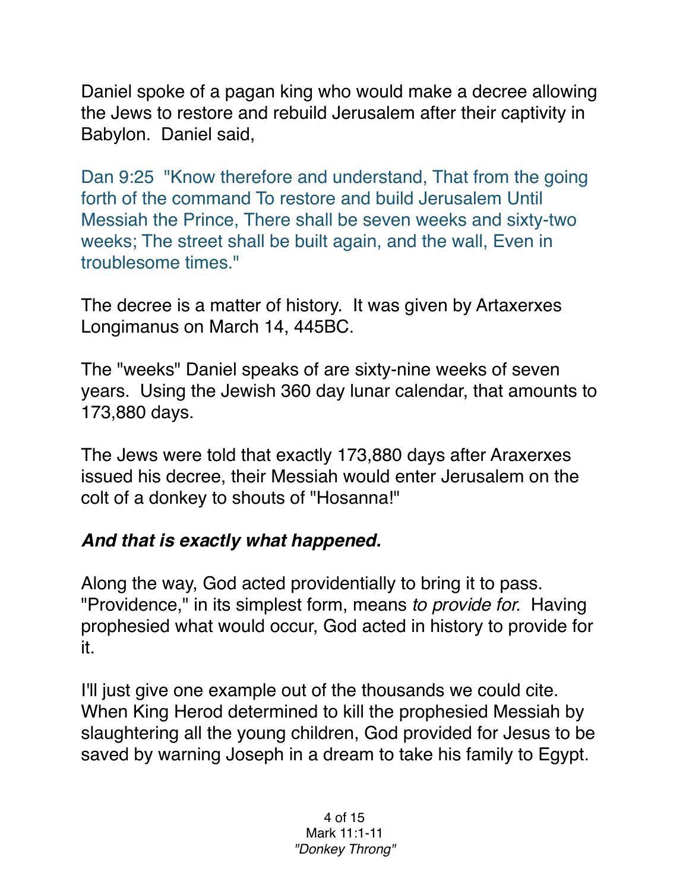Daniel spoke of a pagan king who would make a decree allowing the Jews to restore and rebuild Jerusalem after their captivity in Babylon. Daniel said,

Dan 9:25 "Know therefore and understand, That from the going forth of the command To restore and build Jerusalem Until Messiah the Prince, There shall be seven weeks and sixty-two weeks; The street shall be built again, and the wall, Even in troublesome times."

The decree is a matter of history. It was given by Artaxerxes Longimanus on March 14, 445BC.

The "weeks" Daniel speaks of are sixty-nine weeks of seven years. Using the Jewish 360 day lunar calendar, that amounts to 173,880 days.

The Jews were told that exactly 173,880 days after Araxerxes issued his decree, their Messiah would enter Jerusalem on the colt of a donkey to shouts of "Hosanna!"

***And that is exactly what happened.***

Along the way, God acted providentially to bring it to pass. "Providence," in its simplest form, means *to provide for.* Having prophesied what would occur, God acted in history to provide for it.

I'll just give one example out of the thousands we could cite. When King Herod determined to kill the prophesied Messiah by slaughtering all the young children, God provided for Jesus to be saved by warning Joseph in a dream to take his family to Egypt.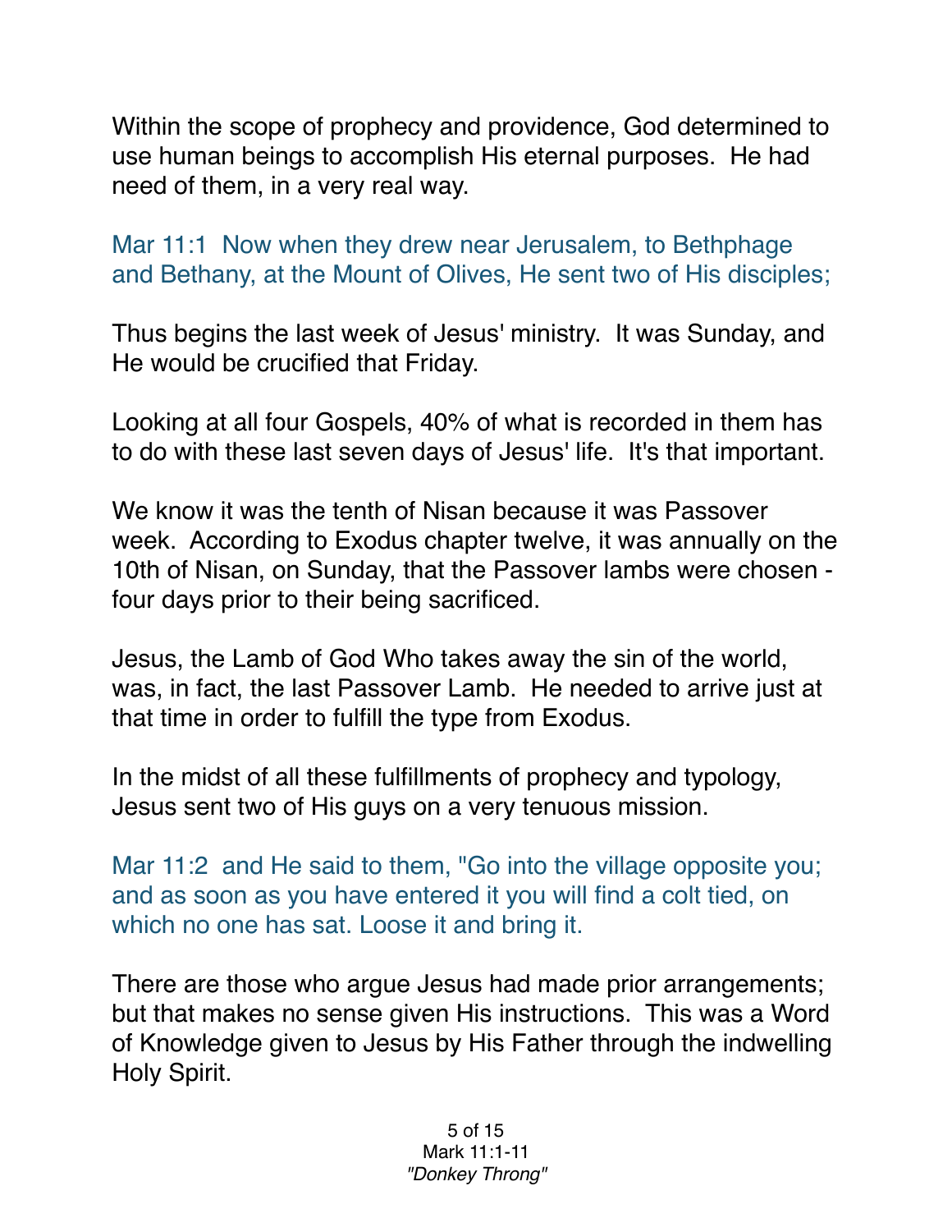Within the scope of prophecy and providence, God determined to use human beings to accomplish His eternal purposes. He had need of them, in a very real way.

Mar 11:1 Now when they drew near Jerusalem, to Bethphage and Bethany, at the Mount of Olives, He sent two of His disciples;

Thus begins the last week of Jesus' ministry. It was Sunday, and He would be crucified that Friday.

Looking at all four Gospels, 40% of what is recorded in them has to do with these last seven days of Jesus' life. It's that important.

We know it was the tenth of Nisan because it was Passover week. According to Exodus chapter twelve, it was annually on the 10th of Nisan, on Sunday, that the Passover lambs were chosen - four days prior to their being sacrificed.

Jesus, the Lamb of God Who takes away the sin of the world, was, in fact, the last Passover Lamb. He needed to arrive just at that time in order to fulfill the type from Exodus.

In the midst of all these fulfillments of prophecy and typology, Jesus sent two of His guys on a very tenuous mission.

Mar 11:2 and He said to them, "Go into the village opposite you; and as soon as you have entered it you will find a colt tied, on which no one has sat. Loose it and bring it.

There are those who argue Jesus had made prior arrangements; but that makes no sense given His instructions. This was a Word of Knowledge given to Jesus by His Father through the indwelling Holy Spirit.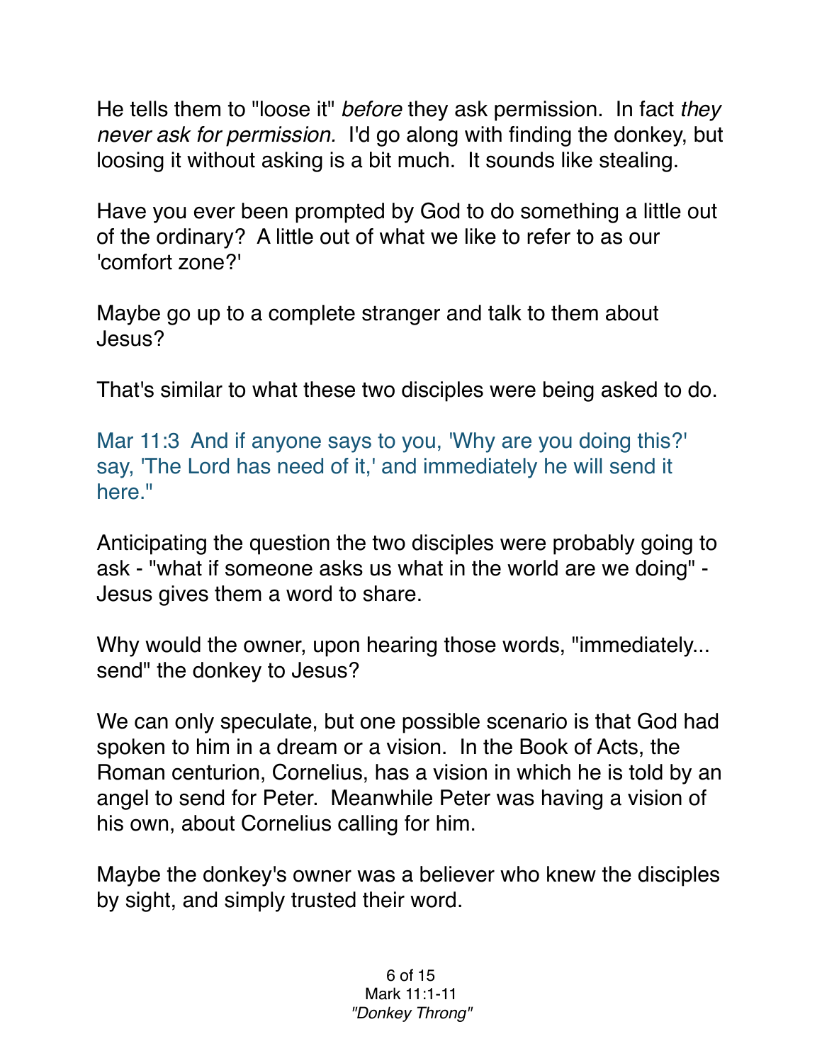He tells them to "loose it" *before* they ask permission. In fact *they never ask for permission.* I'd go along with finding the donkey, but loosing it without asking is a bit much. It sounds like stealing.

Have you ever been prompted by God to do something a little out of the ordinary? A little out of what we like to refer to as our 'comfort zone?'

Maybe go up to a complete stranger and talk to them about Jesus?

That's similar to what these two disciples were being asked to do.

Mar 11:3 And if anyone says to you, 'Why are you doing this?' say, 'The Lord has need of it,' and immediately he will send it here."

Anticipating the question the two disciples were probably going to ask - "what if someone asks us what in the world are we doing" - Jesus gives them a word to share.

Why would the owner, upon hearing those words, "immediately... send" the donkey to Jesus?

We can only speculate, but one possible scenario is that God had spoken to him in a dream or a vision. In the Book of Acts, the Roman centurion, Cornelius, has a vision in which he is told by an angel to send for Peter. Meanwhile Peter was having a vision of his own, about Cornelius calling for him.

Maybe the donkey's owner was a believer who knew the disciples by sight, and simply trusted their word.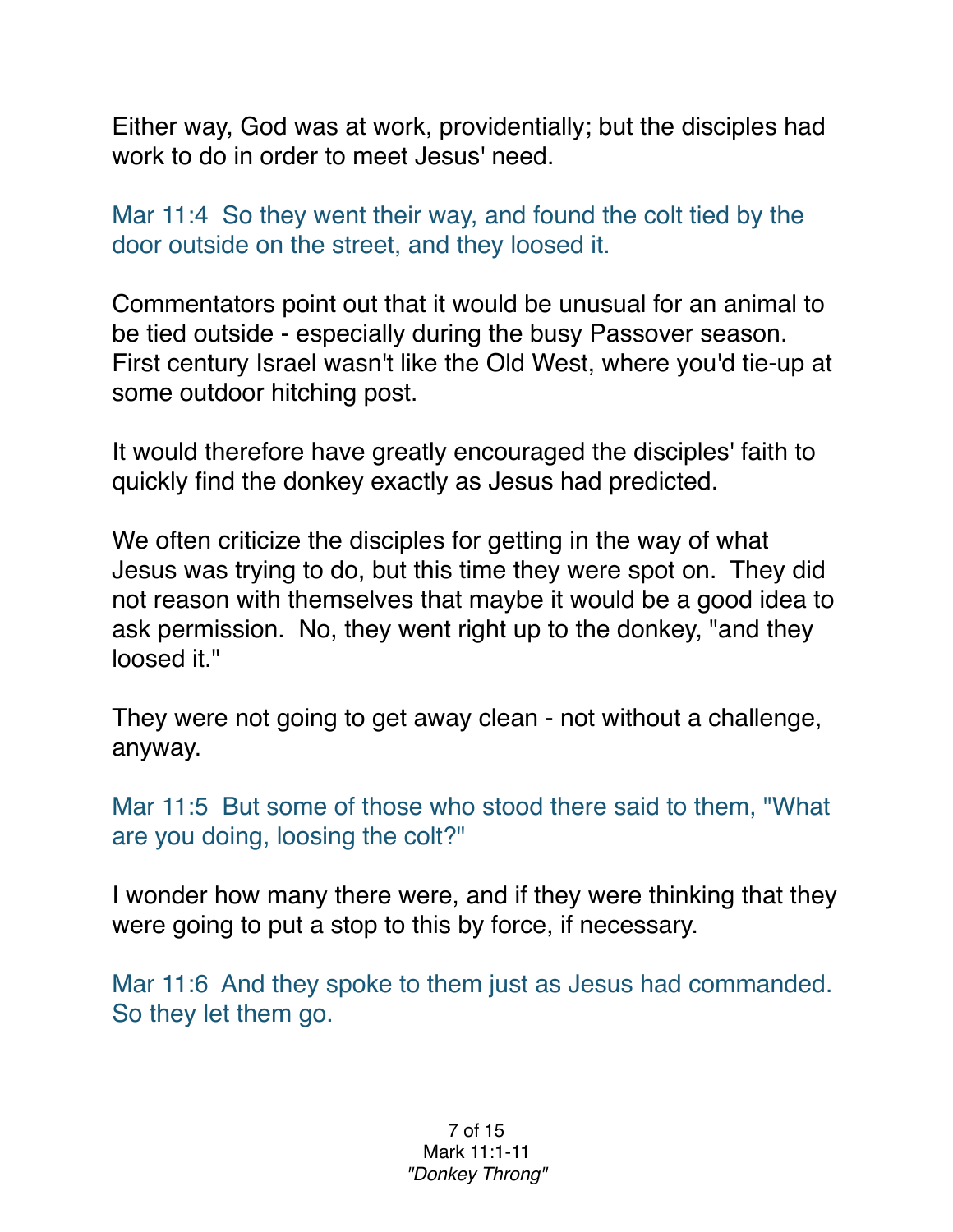Either way, God was at work, providentially; but the disciples had work to do in order to meet Jesus' need.

Mar 11:4 So they went their way, and found the colt tied by the door outside on the street, and they loosed it.

Commentators point out that it would be unusual for an animal to be tied outside - especially during the busy Passover season. First century Israel wasn't like the Old West, where you'd tie-up at some outdoor hitching post.

It would therefore have greatly encouraged the disciples' faith to quickly find the donkey exactly as Jesus had predicted.

We often criticize the disciples for getting in the way of what Jesus was trying to do, but this time they were spot on. They did not reason with themselves that maybe it would be a good idea to ask permission. No, they went right up to the donkey, "and they loosed it."

They were not going to get away clean - not without a challenge, anyway.

Mar 11:5 But some of those who stood there said to them, "What are you doing, loosing the colt?"

I wonder how many there were, and if they were thinking that they were going to put a stop to this by force, if necessary.

Mar 11:6 And they spoke to them just as Jesus had commanded. So they let them go.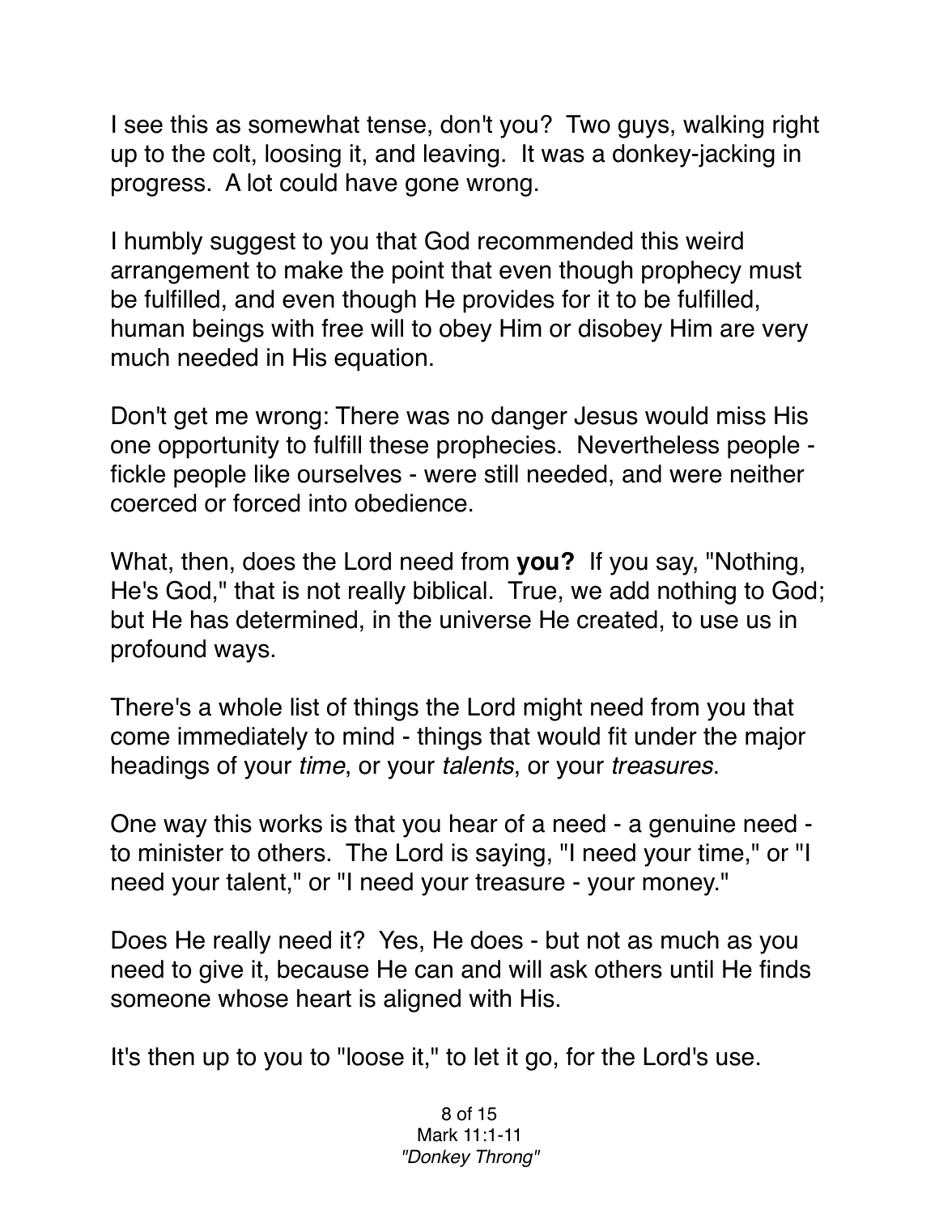I see this as somewhat tense, don't you? Two guys, walking right up to the colt, loosing it, and leaving. It was a donkey-jacking in progress. A lot could have gone wrong.

I humbly suggest to you that God recommended this weird arrangement to make the point that even though prophecy must be fulfilled, and even though He provides for it to be fulfilled, human beings with free will to obey Him or disobey Him are very much needed in His equation.

Don't get me wrong: There was no danger Jesus would miss His one opportunity to fulfill these prophecies. Nevertheless people - fickle people like ourselves - were still needed, and were neither coerced or forced into obedience.

What, then, does the Lord need from **you?** If you say, "Nothing, He's God," that is not really biblical. True, we add nothing to God; but He has determined, in the universe He created, to use us in profound ways.

There's a whole list of things the Lord might need from you that come immediately to mind - things that would fit under the major headings of your *time*, or your *talents*, or your *treasures*.

One way this works is that you hear of a need - a genuine need - to minister to others. The Lord is saying, "I need your time," or "I need your talent," or "I need your treasure - your money."

Does He really need it? Yes, He does - but not as much as you need to give it, because He can and will ask others until He finds someone whose heart is aligned with His.

It's then up to you to "loose it," to let it go, for the Lord's use.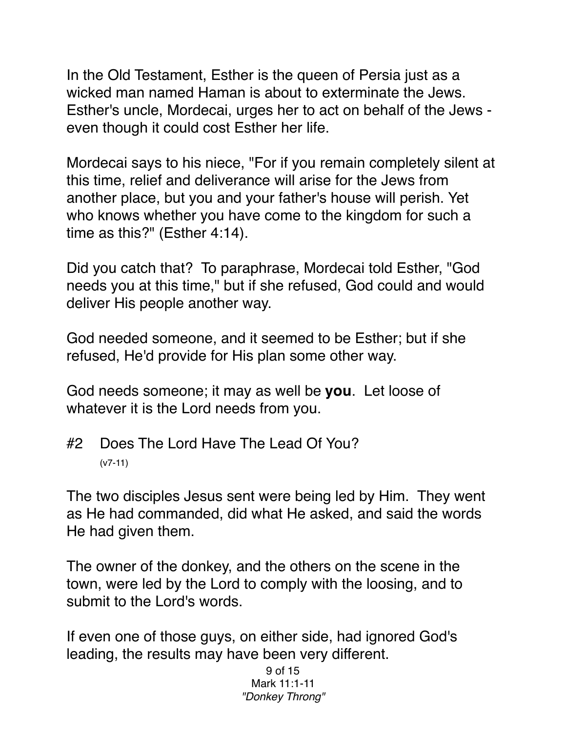In the Old Testament, Esther is the queen of Persia just as a wicked man named Haman is about to exterminate the Jews. Esther's uncle, Mordecai, urges her to act on behalf of the Jews - even though it could cost Esther her life.

Mordecai says to his niece, "For if you remain completely silent at this time, relief and deliverance will arise for the Jews from another place, but you and your father's house will perish. Yet who knows whether you have come to the kingdom for such a time as this?" (Esther 4:14).

Did you catch that? To paraphrase, Mordecai told Esther, "God needs you at this time," but if she refused, God could and would deliver His people another way.

God needed someone, and it seemed to be Esther; but if she refused, He'd provide for His plan some other way.

God needs someone; it may as well be **you**. Let loose of whatever it is the Lord needs from you.

## #2 Does The Lord Have The Lead Of You?

(v7-11)

The two disciples Jesus sent were being led by Him. They went as He had commanded, did what He asked, and said the words He had given them.

The owner of the donkey, and the others on the scene in the town, were led by the Lord to comply with the loosing, and to submit to the Lord's words.

If even one of those guys, on either side, had ignored God's leading, the results may have been very different.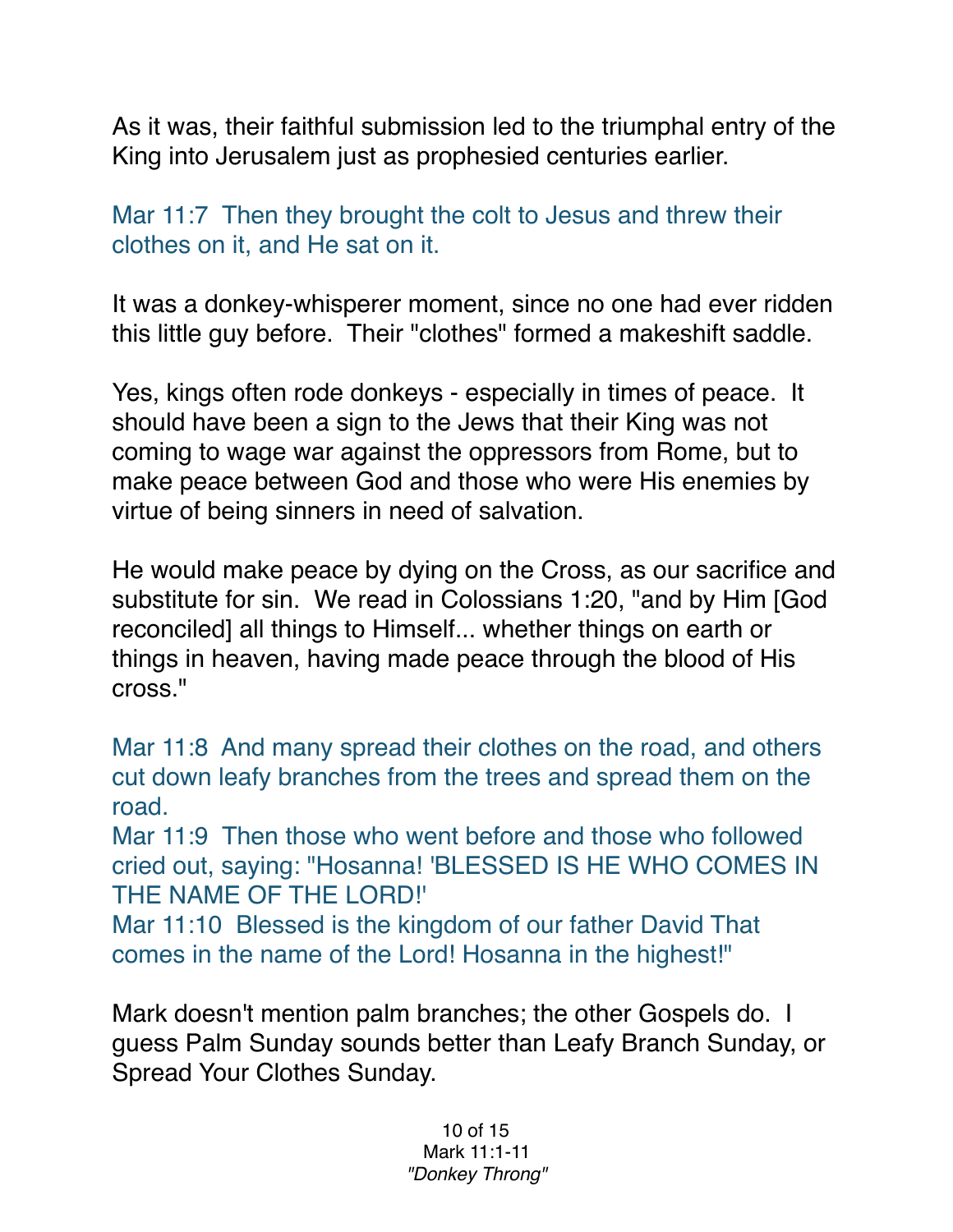As it was, their faithful submission led to the triumphal entry of the King into Jerusalem just as prophesied centuries earlier.

Mar 11:7 Then they brought the colt to Jesus and threw their clothes on it, and He sat on it.

It was a donkey-whisperer moment, since no one had ever ridden this little guy before. Their "clothes" formed a makeshift saddle.

Yes, kings often rode donkeys - especially in times of peace. It should have been a sign to the Jews that their King was not coming to wage war against the oppressors from Rome, but to make peace between God and those who were His enemies by virtue of being sinners in need of salvation.

He would make peace by dying on the Cross, as our sacrifice and substitute for sin. We read in Colossians 1:20, "and by Him [God reconciled] all things to Himself... whether things on earth or things in heaven, having made peace through the blood of His cross."

Mar 11:8 And many spread their clothes on the road, and others cut down leafy branches from the trees and spread them on the road.
Mar 11:9 Then those who went before and those who followed cried out, saying: "Hosanna! 'BLESSED IS HE WHO COMES IN THE NAME OF THE LORD!'
Mar 11:10 Blessed is the kingdom of our father David That comes in the name of the Lord! Hosanna in the highest!"

Mark doesn't mention palm branches; the other Gospels do. I guess Palm Sunday sounds better than Leafy Branch Sunday, or Spread Your Clothes Sunday.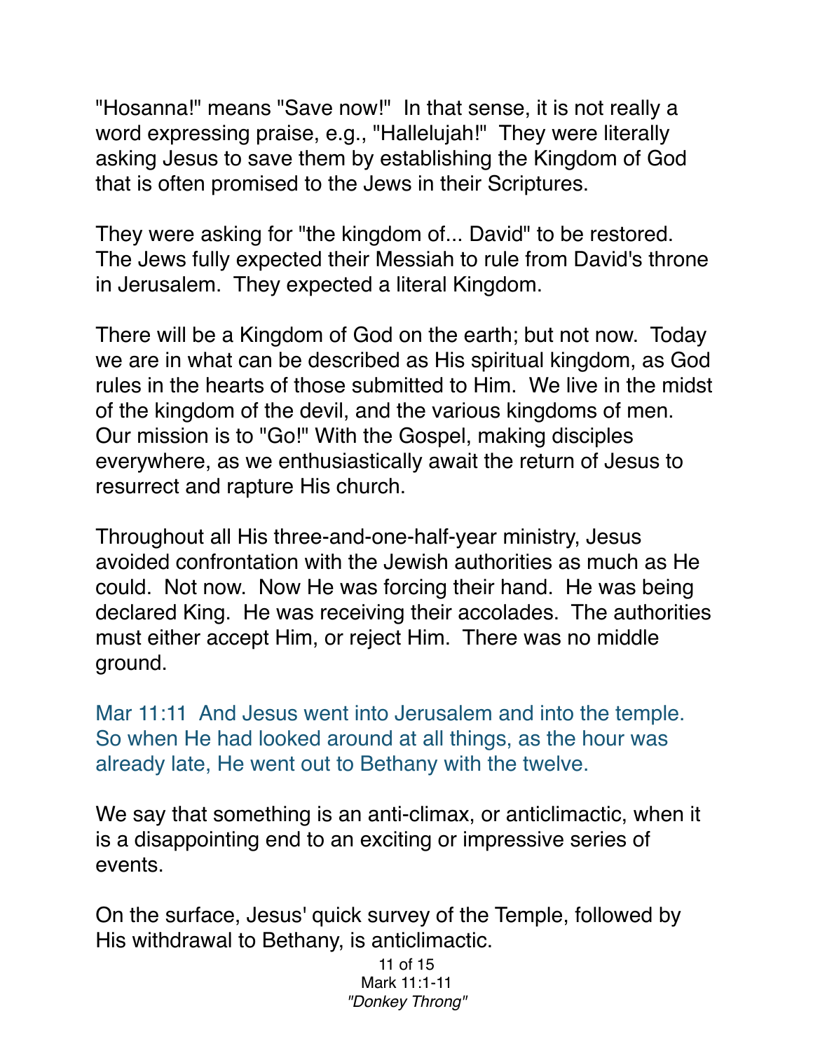"Hosanna!" means "Save now!" In that sense, it is not really a word expressing praise, e.g., "Hallelujah!" They were literally asking Jesus to save them by establishing the Kingdom of God that is often promised to the Jews in their Scriptures.

They were asking for "the kingdom of... David" to be restored. The Jews fully expected their Messiah to rule from David's throne in Jerusalem. They expected a literal Kingdom.

There will be a Kingdom of God on the earth; but not now. Today we are in what can be described as His spiritual kingdom, as God rules in the hearts of those submitted to Him. We live in the midst of the kingdom of the devil, and the various kingdoms of men. Our mission is to "Go!" With the Gospel, making disciples everywhere, as we enthusiastically await the return of Jesus to resurrect and rapture His church.

Throughout all His three-and-one-half-year ministry, Jesus avoided confrontation with the Jewish authorities as much as He could. Not now. Now He was forcing their hand. He was being declared King. He was receiving their accolades. The authorities must either accept Him, or reject Him. There was no middle ground.

Mar 11:11 And Jesus went into Jerusalem and into the temple. So when He had looked around at all things, as the hour was already late, He went out to Bethany with the twelve.

We say that something is an anti-climax, or anticlimactic, when it is a disappointing end to an exciting or impressive series of events.

On the surface, Jesus' quick survey of the Temple, followed by His withdrawal to Bethany, is anticlimactic.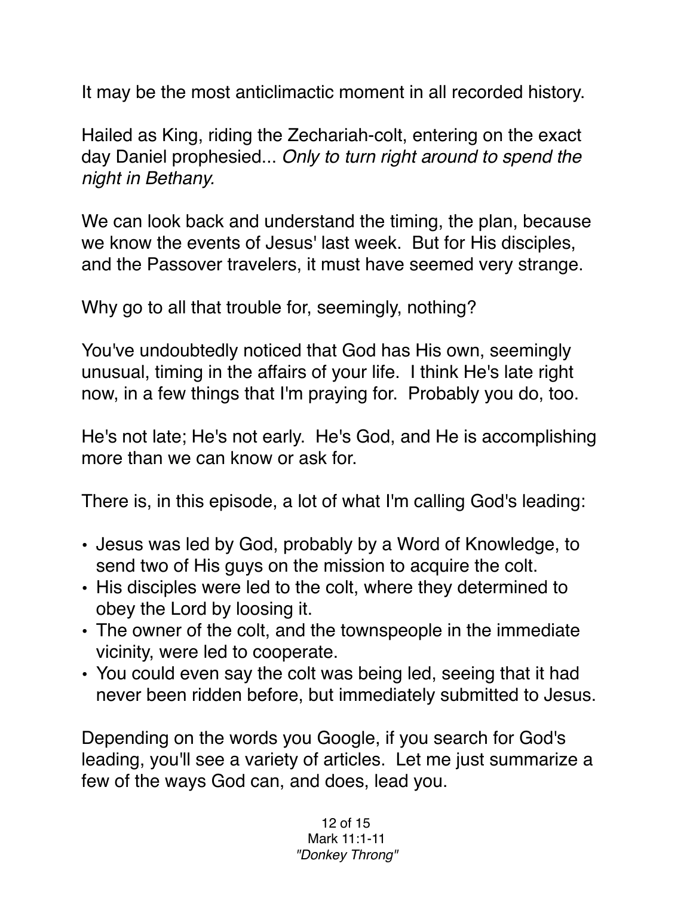It may be the most anticlimactic moment in all recorded history.

Hailed as King, riding the Zechariah-colt, entering on the exact day Daniel prophesied... *Only to turn right around to spend the night in Bethany.*

We can look back and understand the timing, the plan, because we know the events of Jesus' last week. But for His disciples, and the Passover travelers, it must have seemed very strange.

Why go to all that trouble for, seemingly, nothing?

You've undoubtedly noticed that God has His own, seemingly unusual, timing in the affairs of your life. I think He's late right now, in a few things that I'm praying for. Probably you do, too.

He's not late; He's not early. He's God, and He is accomplishing more than we can know or ask for.

There is, in this episode, a lot of what I'm calling God's leading:

- Jesus was led by God, probably by a Word of Knowledge, to send two of His guys on the mission to acquire the colt.
- His disciples were led to the colt, where they determined to obey the Lord by loosing it.
- The owner of the colt, and the townspeople in the immediate vicinity, were led to cooperate.
- You could even say the colt was being led, seeing that it had never been ridden before, but immediately submitted to Jesus.

Depending on the words you Google, if you search for God's leading, you'll see a variety of articles. Let me just summarize a few of the ways God can, and does, lead you.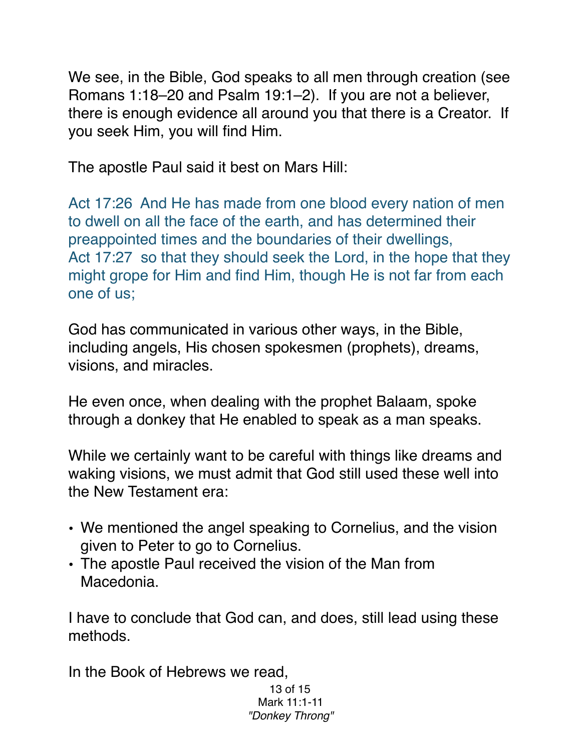We see, in the Bible, God speaks to all men through creation (see Romans 1:18–20 and Psalm 19:1–2). If you are not a believer, there is enough evidence all around you that there is a Creator. If you seek Him, you will find Him.

The apostle Paul said it best on Mars Hill:

Act 17:26 And He has made from one blood every nation of men to dwell on all the face of the earth, and has determined their preappointed times and the boundaries of their dwellings,
Act 17:27 so that they should seek the Lord, in the hope that they might grope for Him and find Him, though He is not far from each one of us;

God has communicated in various other ways, in the Bible, including angels, His chosen spokesmen (prophets), dreams, visions, and miracles.

He even once, when dealing with the prophet Balaam, spoke through a donkey that He enabled to speak as a man speaks.

While we certainly want to be careful with things like dreams and waking visions, we must admit that God still used these well into the New Testament era:

- We mentioned the angel speaking to Cornelius, and the vision given to Peter to go to Cornelius.
- The apostle Paul received the vision of the Man from Macedonia.

I have to conclude that God can, and does, still lead using these methods.

In the Book of Hebrews we read,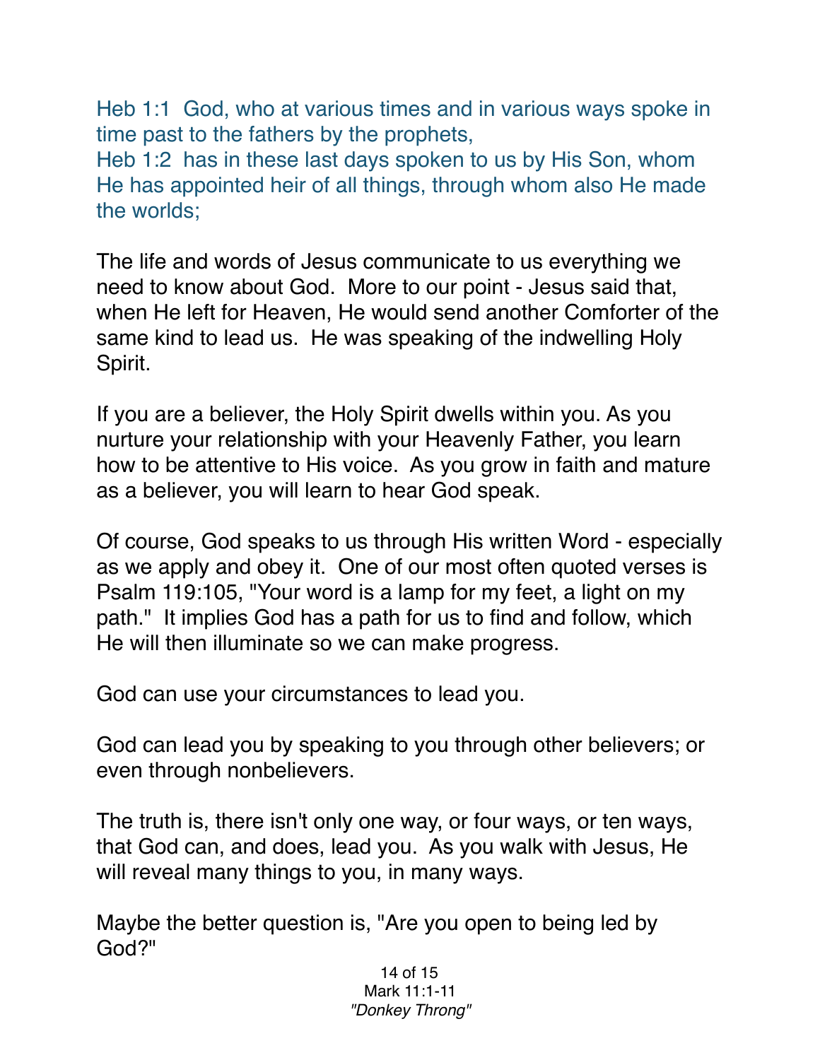Heb 1:1 God, who at various times and in various ways spoke in time past to the fathers by the prophets,
Heb 1:2 has in these last days spoken to us by His Son, whom He has appointed heir of all things, through whom also He made the worlds;

The life and words of Jesus communicate to us everything we need to know about God. More to our point - Jesus said that, when He left for Heaven, He would send another Comforter of the same kind to lead us. He was speaking of the indwelling Holy Spirit.

If you are a believer, the Holy Spirit dwells within you. As you nurture your relationship with your Heavenly Father, you learn how to be attentive to His voice. As you grow in faith and mature as a believer, you will learn to hear God speak.

Of course, God speaks to us through His written Word - especially as we apply and obey it. One of our most often quoted verses is Psalm 119:105, "Your word is a lamp for my feet, a light on my path." It implies God has a path for us to find and follow, which He will then illuminate so we can make progress.

God can use your circumstances to lead you.

God can lead you by speaking to you through other believers; or even through nonbelievers.

The truth is, there isn't only one way, or four ways, or ten ways, that God can, and does, lead you. As you walk with Jesus, He will reveal many things to you, in many ways.

Maybe the better question is, "Are you open to being led by God?"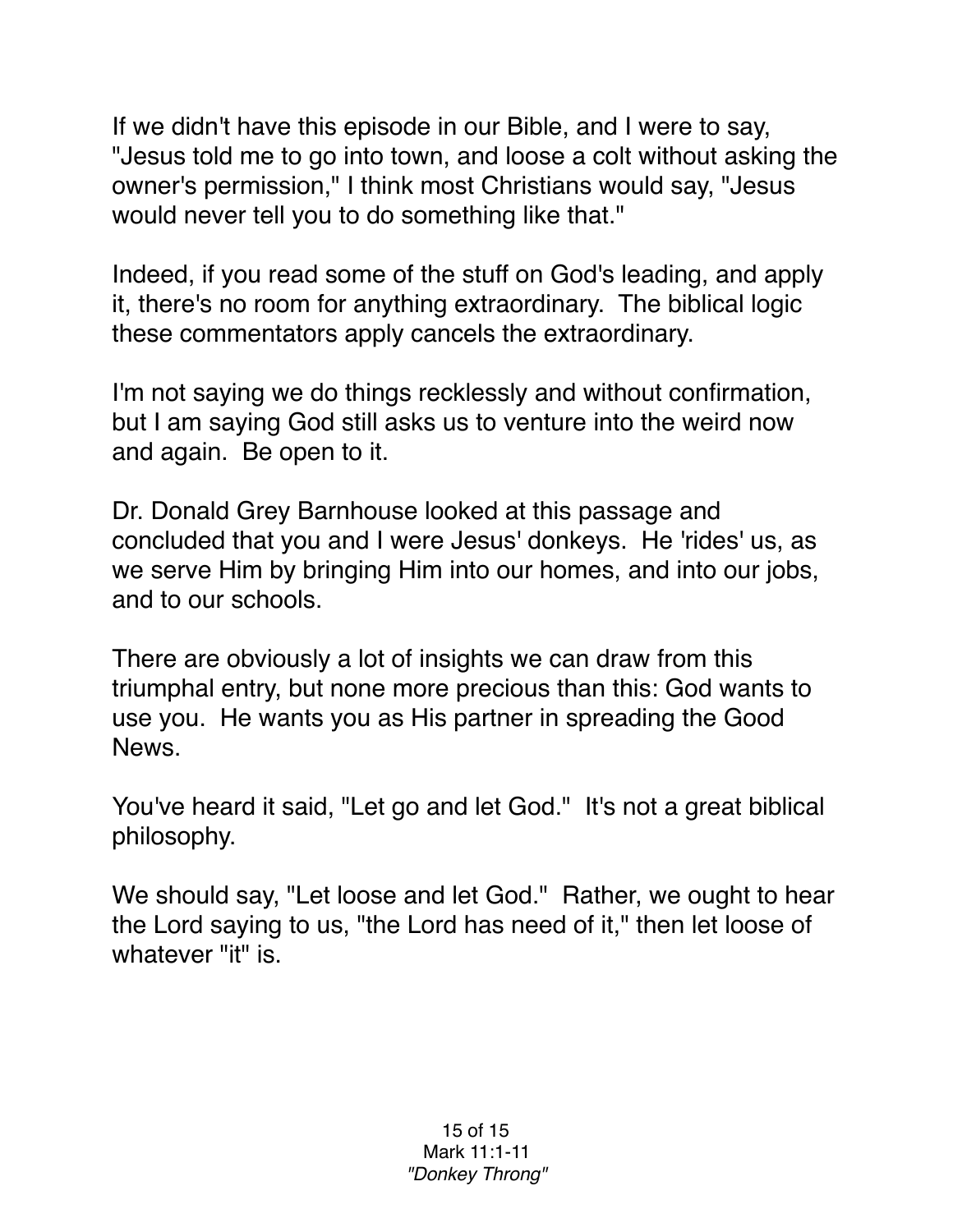If we didn't have this episode in our Bible, and I were to say, "Jesus told me to go into town, and loose a colt without asking the owner's permission," I think most Christians would say, "Jesus would never tell you to do something like that."

Indeed, if you read some of the stuff on God's leading, and apply it, there's no room for anything extraordinary. The biblical logic these commentators apply cancels the extraordinary.

I'm not saying we do things recklessly and without confirmation, but I am saying God still asks us to venture into the weird now and again. Be open to it.

Dr. Donald Grey Barnhouse looked at this passage and concluded that you and I were Jesus' donkeys. He 'rides' us, as we serve Him by bringing Him into our homes, and into our jobs, and to our schools.

There are obviously a lot of insights we can draw from this triumphal entry, but none more precious than this: God wants to use you. He wants you as His partner in spreading the Good News.

You've heard it said, "Let go and let God." It's not a great biblical philosophy.

We should say, "Let loose and let God." Rather, we ought to hear the Lord saying to us, "the Lord has need of it," then let loose of whatever "it" is.